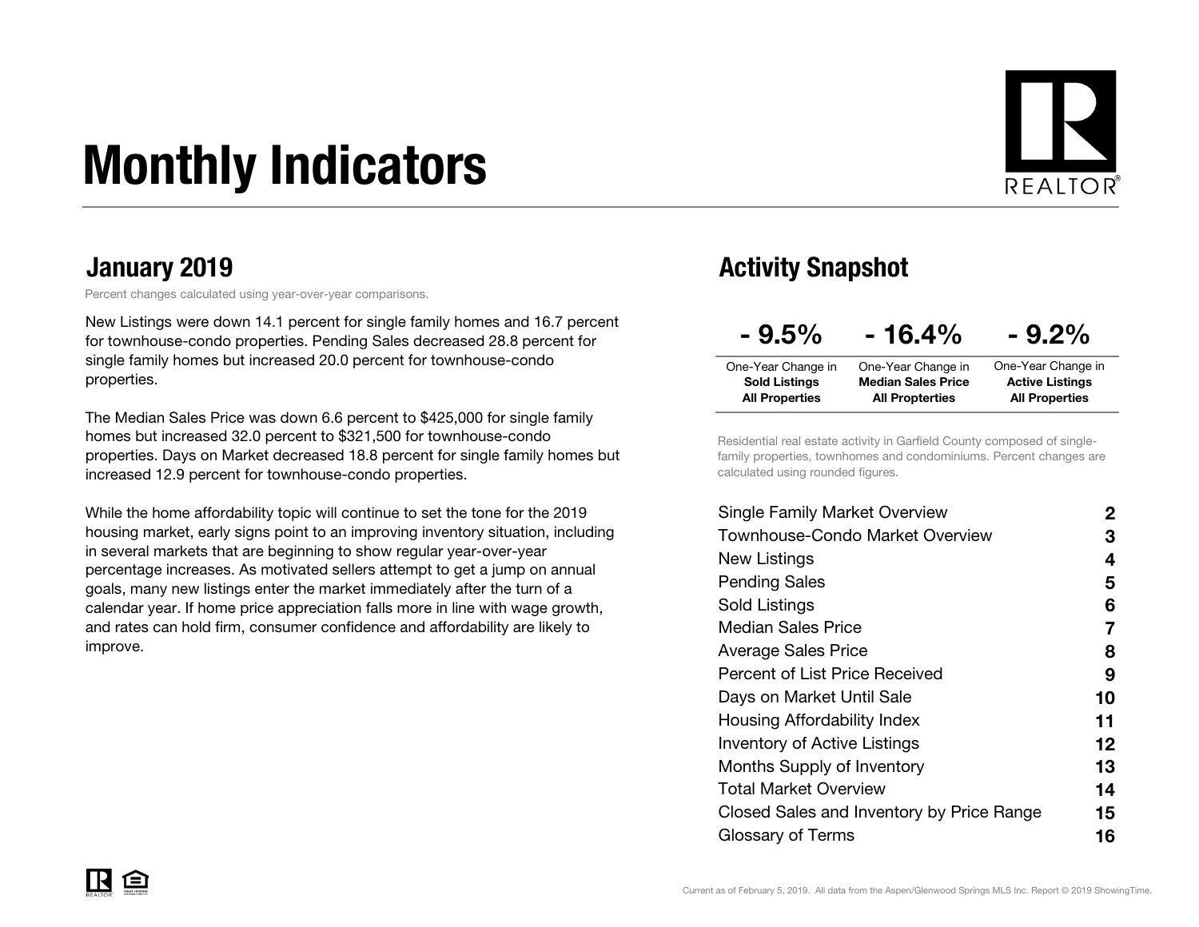# Monthly Indicators

## January 2019

Percent changes calculated using year-over-year comparisons.

New Listings were down 14.1 percent for single family homes and 16.7 percent for townhouse-condo properties. Pending Sales decreased 28.8 percent for single family homes but increased 20.0 percent for townhouse-condo properties.

The Median Sales Price was down 6.6 percent to $425,000 for single family homes but increased 32.0 percent to $321,500 for townhouse-condo properties. Days on Market decreased 18.8 percent for single family homes but increased 12.9 percent for townhouse-condo properties.

While the home affordability topic will continue to set the tone for the 2019 housing market, early signs point to an improving inventory situation, including in several markets that are beginning to show regular year-over-year percentage increases. As motivated sellers attempt to get a jump on annual goals, many new listings enter the market immediately after the turn of a calendar year. If home price appreciation falls more in line with wage growth, and rates can hold firm, consumer confidence and affordability are likely to improve.

## Activity Snapshot

| - 9.5% | - 16.4% | - 9.2% |
|---|---|---|
| One-Year Change in **Sold Listings All Properties** | One-Year Change in **Median Sales Price All Propterties** | One-Year Change in **Active Listings All Properties** |

Residential real estate activity in Garfield County composed of single-family properties, townhomes and condominiums. Percent changes are calculated using rounded figures.

| | |
|---|---|
| Single Family Market Overview | 2 |
| Townhouse-Condo Market Overview | 3 |
| New Listings | 4 |
| Pending Sales | 5 |
| Sold Listings | 6 |
| Median Sales Price | 7 |
| Average Sales Price | 8 |
| Percent of List Price Received | 9 |
| Days on Market Until Sale | 10 |
| Housing Affordability Index | 11 |
| Inventory of Active Listings | 12 |
| Months Supply of Inventory | 13 |
| Total Market Overview | 14 |
| Closed Sales and Inventory by Price Range | 15 |
| Glossary of Terms | 16 |

Current as of February 5, 2019. All data from the Aspen/Glenwood Springs MLS Inc. Report © 2019 ShowingTime.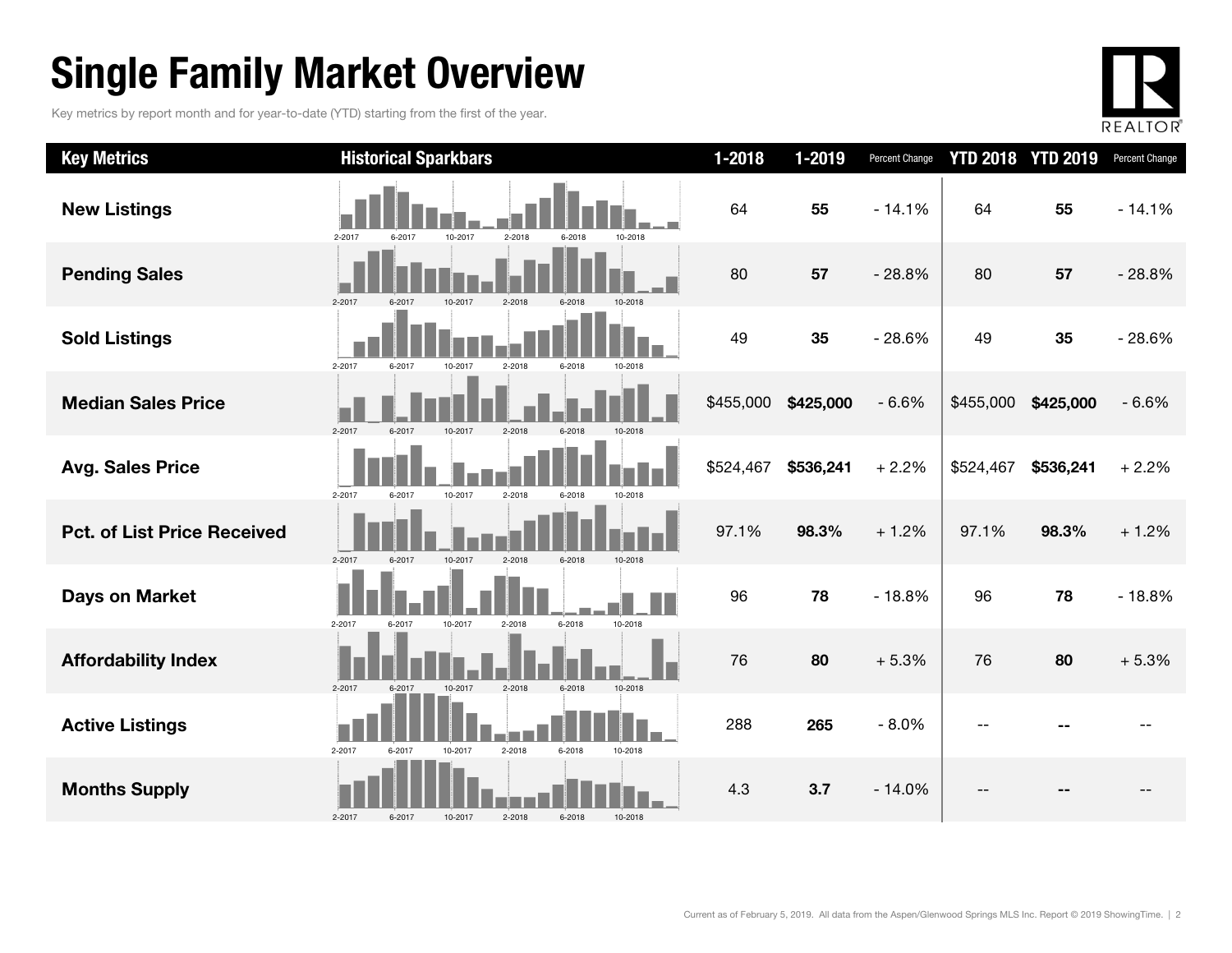# Single Family Market Overview

Key metrics by report month and for year-to-date (YTD) starting from the first of the year.

| Key Metrics | Historical Sparkbars | 1-2018 | 1-2019 | Percent Change | YTD 2018 | YTD 2019 | Percent Change |
|---|---|---|---|---|---|---|---|
| New Listings | 2-2017 6-2017 10-2017 2-2018 6-2018 10-2018 | 64 | **55** | - 14.1% | 64 | **55** | - 14.1% |
| Pending Sales | 2-2017 6-2017 10-2017 2-2018 6-2018 10-2018 | 80 | **57** | - 28.8% | 80 | **57** | - 28.8% |
| Sold Listings | 2-2017 6-2017 10-2017 2-2018 6-2018 10-2018 | 49 | **35** | - 28.6% | 49 | **35** | - 28.6% |
| Median Sales Price | 2-2017 6-2017 10-2017 2-2018 6-2018 10-2018 | $455,000 | **$425,000** | - 6.6% | $455,000 | **$425,000** | - 6.6% |
| Avg. Sales Price | 2-2017 6-2017 10-2017 2-2018 6-2018 10-2018 | $524,467 | **$536,241** | + 2.2% | $524,467 | **$536,241** | + 2.2% |
| Pct. of List Price Received | 2-2017 6-2017 10-2017 2-2018 6-2018 10-2018 | 97.1% | **98.3%** | + 1.2% | 97.1% | **98.3%** | + 1.2% |
| Days on Market | 2-2017 6-2017 10-2017 2-2018 6-2018 10-2018 | 96 | **78** | - 18.8% | 96 | **78** | - 18.8% |
| Affordability Index | 2-2017 6-2017 10-2017 2-2018 6-2018 10-2018 | 76 | **80** | + 5.3% | 76 | **80** | + 5.3% |
| Active Listings | 2-2017 6-2017 10-2017 2-2018 6-2018 10-2018 | 288 | **265** | - 8.0% | -- | **--** | -- |
| Months Supply | 2-2017 6-2017 10-2017 2-2018 6-2018 10-2018 | 4.3 | **3.7** | - 14.0% | -- | **--** | -- |

Current as of February 5, 2019. All data from the Aspen/Glenwood Springs MLS Inc. Report © 2019 ShowingTime.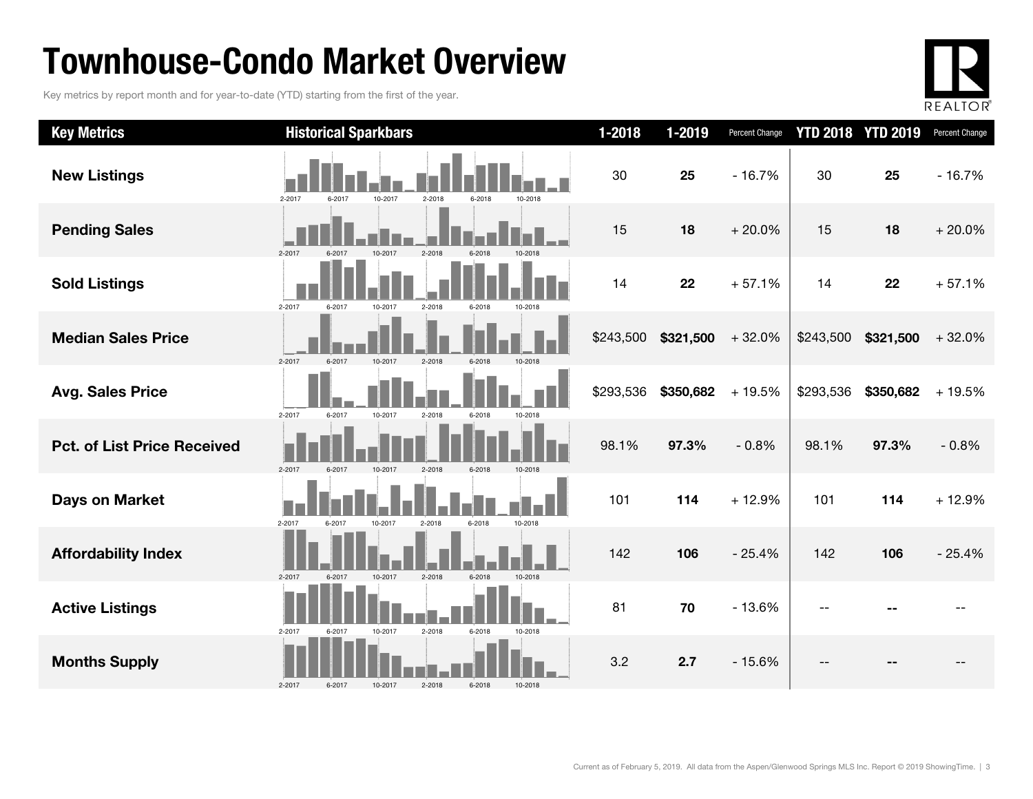# Townhouse-Condo Market Overview

Key metrics by report month and for year-to-date (YTD) starting from the first of the year.

| Key Metrics | Historical Sparkbars | 1-2018 | 1-2019 | Percent Change | YTD 2018 | YTD 2019 | Percent Change |
|---|---|---|---|---|---|---|---|
| New Listings | 2-2017 6-2017 10-2017 2-2018 6-2018 10-2018 | 30 | **25** | - 16.7% | 30 | **25** | - 16.7% |
| Pending Sales | 2-2017 6-2017 10-2017 2-2018 6-2018 10-2018 | 15 | **18** | + 20.0% | 15 | **18** | + 20.0% |
| Sold Listings | 2-2017 6-2017 10-2017 2-2018 6-2018 10-2018 | 14 | **22** | + 57.1% | 14 | **22** | + 57.1% |
| Median Sales Price | 2-2017 6-2017 10-2017 2-2018 6-2018 10-2018 | $243,500 | **$321,500** | + 32.0% | $243,500 | **$321,500** | + 32.0% |
| Avg. Sales Price | 2-2017 6-2017 10-2017 2-2018 6-2018 10-2018 | $293,536 | **$350,682** | + 19.5% | $293,536 | **$350,682** | + 19.5% |
| Pct. of List Price Received | 2-2017 6-2017 10-2017 2-2018 6-2018 10-2018 | 98.1% | **97.3%** | - 0.8% | 98.1% | **97.3%** | - 0.8% |
| Days on Market | 2-2017 6-2017 10-2017 2-2018 6-2018 10-2018 | 101 | **114** | + 12.9% | 101 | **114** | + 12.9% |
| Affordability Index | 2-2017 6-2017 10-2017 2-2018 6-2018 10-2018 | 142 | **106** | - 25.4% | 142 | **106** | - 25.4% |
| Active Listings | 2-2017 6-2017 10-2017 2-2018 6-2018 10-2018 | 81 | **70** | - 13.6% | -- | **--** | -- |
| Months Supply | 2-2017 6-2017 10-2017 2-2018 6-2018 10-2018 | 3.2 | **2.7** | - 15.6% | -- | **--** | -- |

Current as of February 5, 2019. All data from the Aspen/Glenwood Springs MLS Inc. Report © 2019 ShowingTime.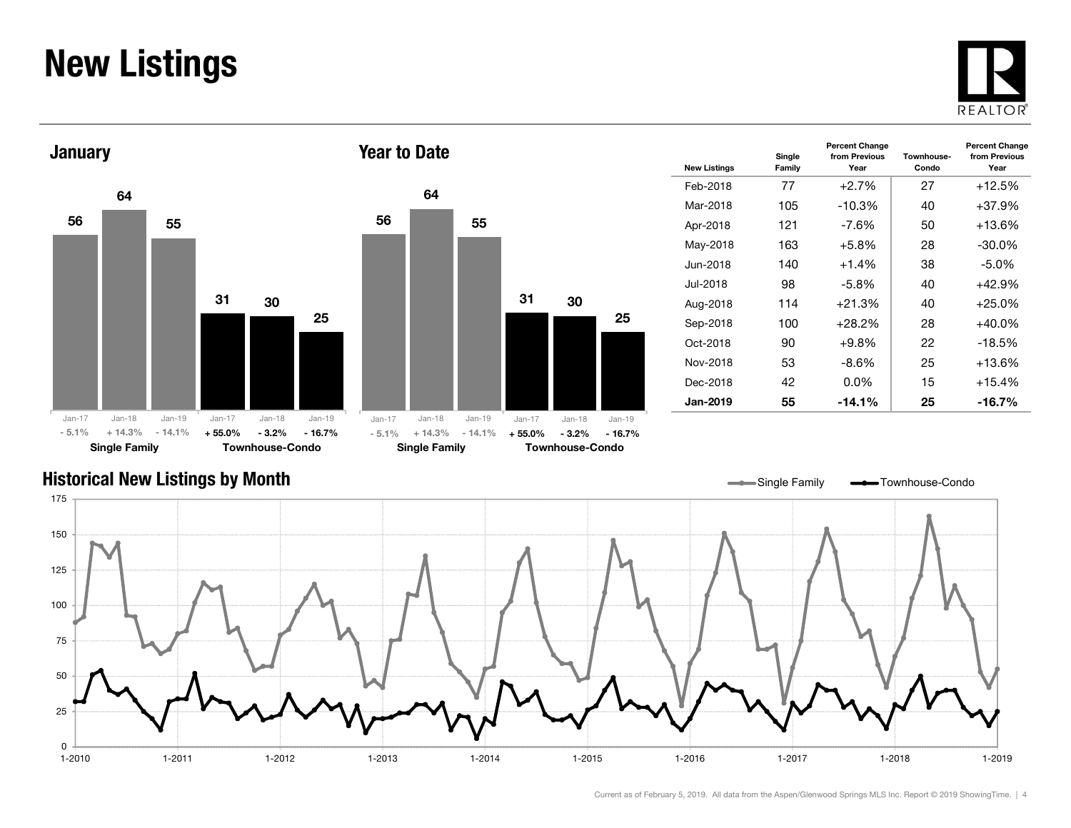# New Listings

## January

| | Jan-17 | Jan-18 | Jan-19 |
|---|---|---|---|
| Single Family | 56 | 64 | 55 |
| | - 5.1% | + 14.3% | - 14.1% |
| Townhouse-Condo | 31 | 30 | 25 |
| | + 55.0% | - 3.2% | - 16.7% |

## Year to Date

| | Jan-17 | Jan-18 | Jan-19 |
|---|---|---|---|
| Single Family | 56 | 64 | 55 |
| | - 5.1% | + 14.3% | - 14.1% |
| Townhouse-Condo | 31 | 30 | 25 |
| | + 55.0% | - 3.2% | - 16.7% |

| New Listings | Single Family | Percent Change from Previous Year | Townhouse-Condo | Percent Change from Previous Year |
|---|---|---|---|---|
| Feb-2018 | 77 | +2.7% | 27 | +12.5% |
| Mar-2018 | 105 | -10.3% | 40 | +37.9% |
| Apr-2018 | 121 | -7.6% | 50 | +13.6% |
| May-2018 | 163 | +5.8% | 28 | -30.0% |
| Jun-2018 | 140 | +1.4% | 38 | -5.0% |
| Jul-2018 | 98 | -5.8% | 40 | +42.9% |
| Aug-2018 | 114 | +21.3% | 40 | +25.0% |
| Sep-2018 | 100 | +28.2% | 28 | +40.0% |
| Oct-2018 | 90 | +9.8% | 22 | -18.5% |
| Nov-2018 | 53 | -8.6% | 25 | +13.6% |
| Dec-2018 | 42 | 0.0% | 15 | +15.4% |
| **Jan-2019** | **55** | **-14.1%** | **25** | **-16.7%** |

## Historical New Listings by Month

Single Family — Townhouse-Condo

Current as of February 5, 2019. All data from the Aspen/Glenwood Springs MLS Inc. Report © 2019 ShowingTime.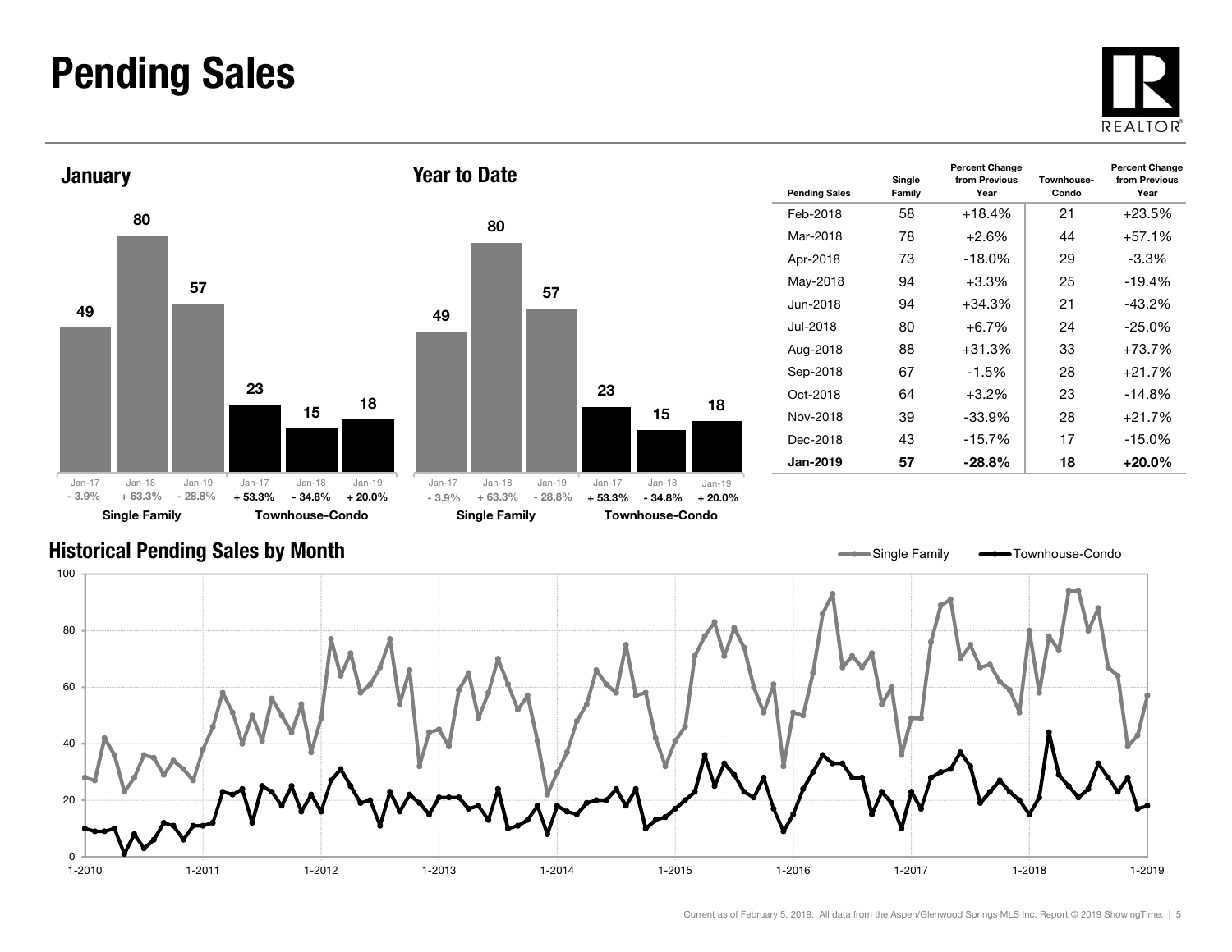# Pending Sales

## January

| | Jan-17 | Jan-18 | Jan-19 |
|---|---|---|---|
| Single Family | 49 | 80 | 57 |
| | - 3.9% | + 63.3% | - 28.8% |
| Townhouse-Condo | 23 | 15 | 18 |
| | + 53.3% | - 34.8% | + 20.0% |

## Year to Date

| | Jan-17 | Jan-18 | Jan-19 |
|---|---|---|---|
| Single Family | 49 | 80 | 57 |
| | - 3.9% | + 63.3% | - 28.8% |
| Townhouse-Condo | 23 | 15 | 18 |
| | + 53.3% | - 34.8% | + 20.0% |

| Pending Sales | Single Family | Percent Change from Previous Year | Townhouse-Condo | Percent Change from Previous Year |
|---|---|---|---|---|
| Feb-2018 | 58 | +18.4% | 21 | +23.5% |
| Mar-2018 | 78 | +2.6% | 44 | +57.1% |
| Apr-2018 | 73 | -18.0% | 29 | -3.3% |
| May-2018 | 94 | +3.3% | 25 | -19.4% |
| Jun-2018 | 94 | +34.3% | 21 | -43.2% |
| Jul-2018 | 80 | +6.7% | 24 | -25.0% |
| Aug-2018 | 88 | +31.3% | 33 | +73.7% |
| Sep-2018 | 67 | -1.5% | 28 | +21.7% |
| Oct-2018 | 64 | +3.2% | 23 | -14.8% |
| Nov-2018 | 39 | -33.9% | 28 | +21.7% |
| Dec-2018 | 43 | -15.7% | 17 | -15.0% |
| **Jan-2019** | **57** | **-28.8%** | **18** | **+20.0%** |

## Historical Pending Sales by Month

Current as of February 5, 2019. All data from the Aspen/Glenwood Springs MLS Inc. Report © 2019 ShowingTime.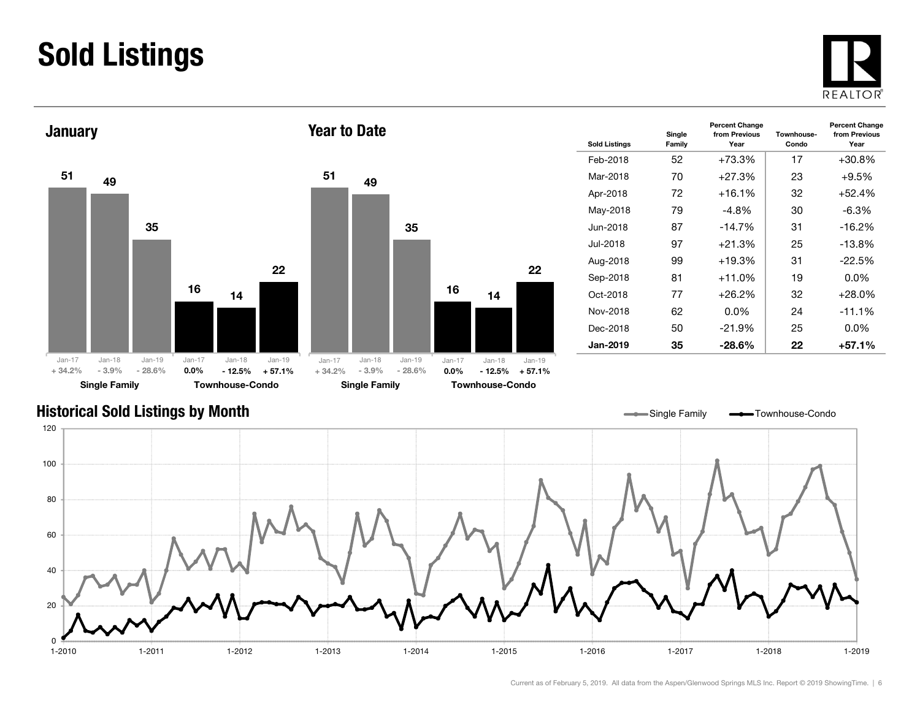# Sold Listings

## January

| | Jan-17 | Jan-18 | Jan-19 |
| --- | --- | --- | --- |
| Single Family | 51 | 49 | 35 |
| | + 34.2% | - 3.9% | - 28.6% |
| Townhouse-Condo | 16 | 14 | 22 |
| | 0.0% | - 12.5% | + 57.1% |

## Year to Date

| | Jan-17 | Jan-18 | Jan-19 |
| --- | --- | --- | --- |
| Single Family | 51 | 49 | 35 |
| | + 34.2% | - 3.9% | - 28.6% |
| Townhouse-Condo | 16 | 14 | 22 |
| | 0.0% | - 12.5% | + 57.1% |

| Sold Listings | Single Family | Percent Change from Previous Year | Townhouse-Condo | Percent Change from Previous Year |
| --- | --- | --- | --- | --- |
| Feb-2018 | 52 | +73.3% | 17 | +30.8% |
| Mar-2018 | 70 | +27.3% | 23 | +9.5% |
| Apr-2018 | 72 | +16.1% | 32 | +52.4% |
| May-2018 | 79 | -4.8% | 30 | -6.3% |
| Jun-2018 | 87 | -14.7% | 31 | -16.2% |
| Jul-2018 | 97 | +21.3% | 25 | -13.8% |
| Aug-2018 | 99 | +19.3% | 31 | -22.5% |
| Sep-2018 | 81 | +11.0% | 19 | 0.0% |
| Oct-2018 | 77 | +26.2% | 32 | +28.0% |
| Nov-2018 | 62 | 0.0% | 24 | -11.1% |
| Dec-2018 | 50 | -21.9% | 25 | 0.0% |
| **Jan-2019** | **35** | **-28.6%** | **22** | **+57.1%** |

## Historical Sold Listings by Month

Single Family — Townhouse-Condo

Current as of February 5, 2019. All data from the Aspen/Glenwood Springs MLS Inc. Report © 2019 ShowingTime.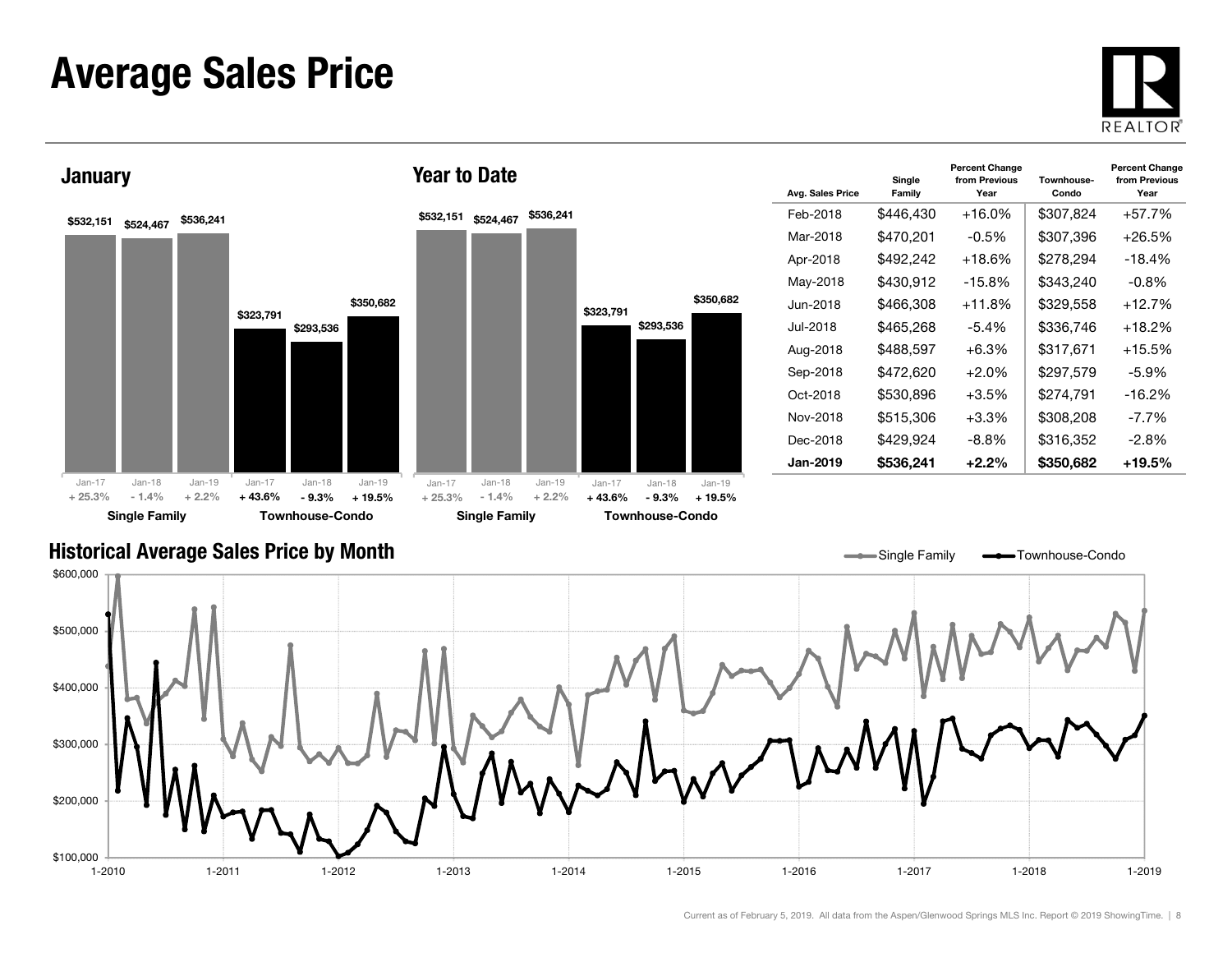# Average Sales Price

## January

| | Jan-17 | Jan-18 | Jan-19 |
|---|---|---|---|
| Single Family | $532,151 | $524,467 | $536,241 |
| | + 25.3% | - 1.4% | + 2.2% |
| Townhouse-Condo | $323,791 | $293,536 | $350,682 |
| | + 43.6% | - 9.3% | + 19.5% |

## Year to Date

| | Jan-17 | Jan-18 | Jan-19 |
|---|---|---|---|
| Single Family | $532,151 | $524,467 | $536,241 |
| | + 25.3% | - 1.4% | + 2.2% |
| Townhouse-Condo | $323,791 | $293,536 | $350,682 |
| | + 43.6% | - 9.3% | + 19.5% |

| Avg. Sales Price | Single Family | Percent Change from Previous Year | Townhouse-Condo | Percent Change from Previous Year |
|---|---|---|---|---|
| Feb-2018 | $446,430 | +16.0% | $307,824 | +57.7% |
| Mar-2018 | $470,201 | -0.5% | $307,396 | +26.5% |
| Apr-2018 | $492,242 | +18.6% | $278,294 | -18.4% |
| May-2018 | $430,912 | -15.8% | $343,240 | -0.8% |
| Jun-2018 | $466,308 | +11.8% | $329,558 | +12.7% |
| Jul-2018 | $465,268 | -5.4% | $336,746 | +18.2% |
| Aug-2018 | $488,597 | +6.3% | $317,671 | +15.5% |
| Sep-2018 | $472,620 | +2.0% | $297,579 | -5.9% |
| Oct-2018 | $530,896 | +3.5% | $274,791 | -16.2% |
| Nov-2018 | $515,306 | +3.3% | $308,208 | -7.7% |
| Dec-2018 | $429,924 | -8.8% | $316,352 | -2.8% |
| **Jan-2019** | **$536,241** | **+2.2%** | **$350,682** | **+19.5%** |

## Historical Average Sales Price by Month

Single Family — Townhouse-Condo

Current as of February 5, 2019. All data from the Aspen/Glenwood Springs MLS Inc. Report © 2019 ShowingTime.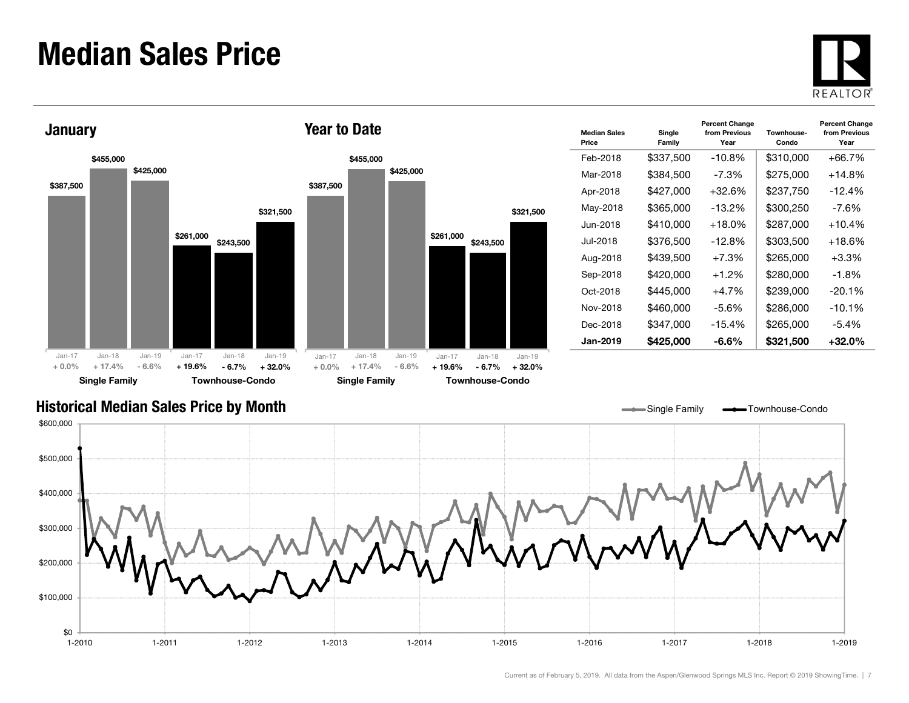# Median Sales Price

## January

| | Jan-17 | Jan-18 | Jan-19 |
|---|---|---|---|
| Single Family | $387,500 | $455,000 | $425,000 |
| Percent Change | + 0.0% | + 17.4% | - 6.6% |
| Townhouse-Condo | $261,000 | $243,500 | $321,500 |
| Percent Change | + 19.6% | - 6.7% | + 32.0% |

## Year to Date

| | Jan-17 | Jan-18 | Jan-19 |
|---|---|---|---|
| Single Family | $387,500 | $455,000 | $425,000 |
| Percent Change | + 0.0% | + 17.4% | - 6.6% |
| Townhouse-Condo | $261,000 | $243,500 | $321,500 |
| Percent Change | + 19.6% | - 6.7% | + 32.0% |

| Median Sales Price | Single Family | Percent Change from Previous Year | Townhouse-Condo | Percent Change from Previous Year |
|---|---|---|---|---|
| Feb-2018 | $337,500 | -10.8% | $310,000 | +66.7% |
| Mar-2018 | $384,500 | -7.3% | $275,000 | +14.8% |
| Apr-2018 | $427,000 | +32.6% | $237,750 | -12.4% |
| May-2018 | $365,000 | -13.2% | $300,250 | -7.6% |
| Jun-2018 | $410,000 | +18.0% | $287,000 | +10.4% |
| Jul-2018 | $376,500 | -12.8% | $303,500 | +18.6% |
| Aug-2018 | $439,500 | +7.3% | $265,000 | +3.3% |
| Sep-2018 | $420,000 | +1.2% | $280,000 | -1.8% |
| Oct-2018 | $445,000 | +4.7% | $239,000 | -20.1% |
| Nov-2018 | $460,000 | -5.6% | $286,000 | -10.1% |
| Dec-2018 | $347,000 | -15.4% | $265,000 | -5.4% |
| **Jan-2019** | **$425,000** | **-6.6%** | **$321,500** | **+32.0%** |

## Historical Median Sales Price by Month

Single Family / Townhouse-Condo

$600,000 · $500,000 · $400,000 · $300,000 · $200,000 · $100,000 · $0

1-2010 · 1-2011 · 1-2012 · 1-2013 · 1-2014 · 1-2015 · 1-2016 · 1-2017 · 1-2018 · 1-2019

Current as of February 5, 2019. All data from the Aspen/Glenwood Springs MLS Inc. Report © 2019 ShowingTime.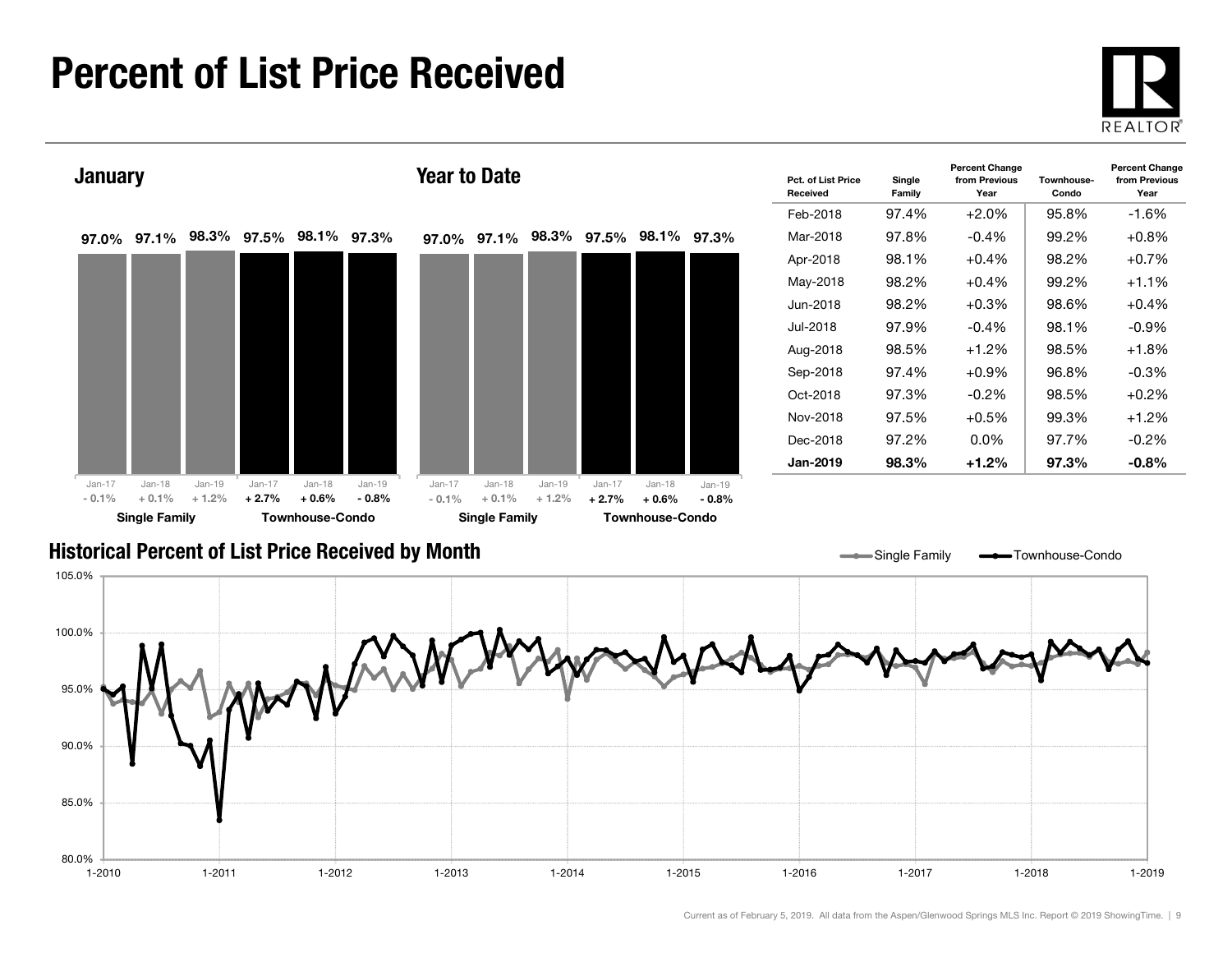# Percent of List Price Received

## January

| | Jan-17 | Jan-18 | Jan-19 |
|---|---|---|---|
| Single Family | 97.0% | 97.1% | 98.3% |
| Change | - 0.1% | + 0.1% | + 1.2% |
| Townhouse-Condo | 97.5% | 98.1% | 97.3% |
| Change | + 2.7% | + 0.6% | - 0.8% |

## Year to Date

| | Jan-17 | Jan-18 | Jan-19 |
|---|---|---|---|
| Single Family | 97.0% | 97.1% | 98.3% |
| Change | - 0.1% | + 0.1% | + 1.2% |
| Townhouse-Condo | 97.5% | 98.1% | 97.3% |
| Change | + 2.7% | + 0.6% | - 0.8% |

| Pct. of List Price Received | Single Family | Percent Change from Previous Year | Townhouse-Condo | Percent Change from Previous Year |
|---|---|---|---|---|
| Feb-2018 | 97.4% | +2.0% | 95.8% | -1.6% |
| Mar-2018 | 97.8% | -0.4% | 99.2% | +0.8% |
| Apr-2018 | 98.1% | +0.4% | 98.2% | +0.7% |
| May-2018 | 98.2% | +0.4% | 99.2% | +1.1% |
| Jun-2018 | 98.2% | +0.3% | 98.6% | +0.4% |
| Jul-2018 | 97.9% | -0.4% | 98.1% | -0.9% |
| Aug-2018 | 98.5% | +1.2% | 98.5% | +1.8% |
| Sep-2018 | 97.4% | +0.9% | 96.8% | -0.3% |
| Oct-2018 | 97.3% | -0.2% | 98.5% | +0.2% |
| Nov-2018 | 97.5% | +0.5% | 99.3% | +1.2% |
| Dec-2018 | 97.2% | 0.0% | 97.7% | -0.2% |
| **Jan-2019** | **98.3%** | **+1.2%** | **97.3%** | **-0.8%** |

## Historical Percent of List Price Received by Month

Current as of February 5, 2019. All data from the Aspen/Glenwood Springs MLS Inc. Report © 2019 ShowingTime.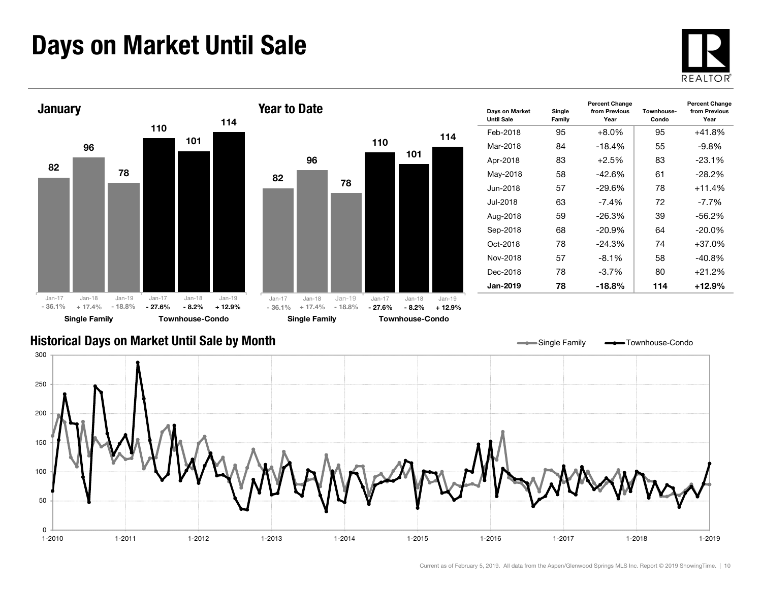# Days on Market Until Sale

REALTOR®

## January

| | Jan-17 | Jan-18 | Jan-19 |
|---|---|---|---|
| Single Family | 82 | 96 | 78 |
| Percent Change | - 36.1% | + 17.4% | - 18.8% |
| Townhouse-Condo | 110 | 101 | 114 |
| Percent Change | - 27.6% | - 8.2% | + 12.9% |

## Year to Date

| | Jan-17 | Jan-18 | Jan-19 |
|---|---|---|---|
| Single Family | 82 | 96 | 78 |
| Percent Change | - 36.1% | + 17.4% | - 18.8% |
| Townhouse-Condo | 110 | 101 | 114 |
| Percent Change | - 27.6% | - 8.2% | + 12.9% |

| Days on Market Until Sale | Single Family | Percent Change from Previous Year | Townhouse-Condo | Percent Change from Previous Year |
|---|---|---|---|---|
| Feb-2018 | 95 | +8.0% | 95 | +41.8% |
| Mar-2018 | 84 | -18.4% | 55 | -9.8% |
| Apr-2018 | 83 | +2.5% | 83 | -23.1% |
| May-2018 | 58 | -42.6% | 61 | -28.2% |
| Jun-2018 | 57 | -29.6% | 78 | +11.4% |
| Jul-2018 | 63 | -7.4% | 72 | -7.7% |
| Aug-2018 | 59 | -26.3% | 39 | -56.2% |
| Sep-2018 | 68 | -20.9% | 64 | -20.0% |
| Oct-2018 | 78 | -24.3% | 74 | +37.0% |
| Nov-2018 | 57 | -8.1% | 58 | -40.8% |
| Dec-2018 | 78 | -3.7% | 80 | +21.2% |
| **Jan-2019** | **78** | **-18.8%** | **114** | **+12.9%** |

## Historical Days on Market Until Sale by Month

Single Family — Townhouse-Condo

Current as of February 5, 2019. All data from the Aspen/Glenwood Springs MLS Inc. Report © 2019 ShowingTime.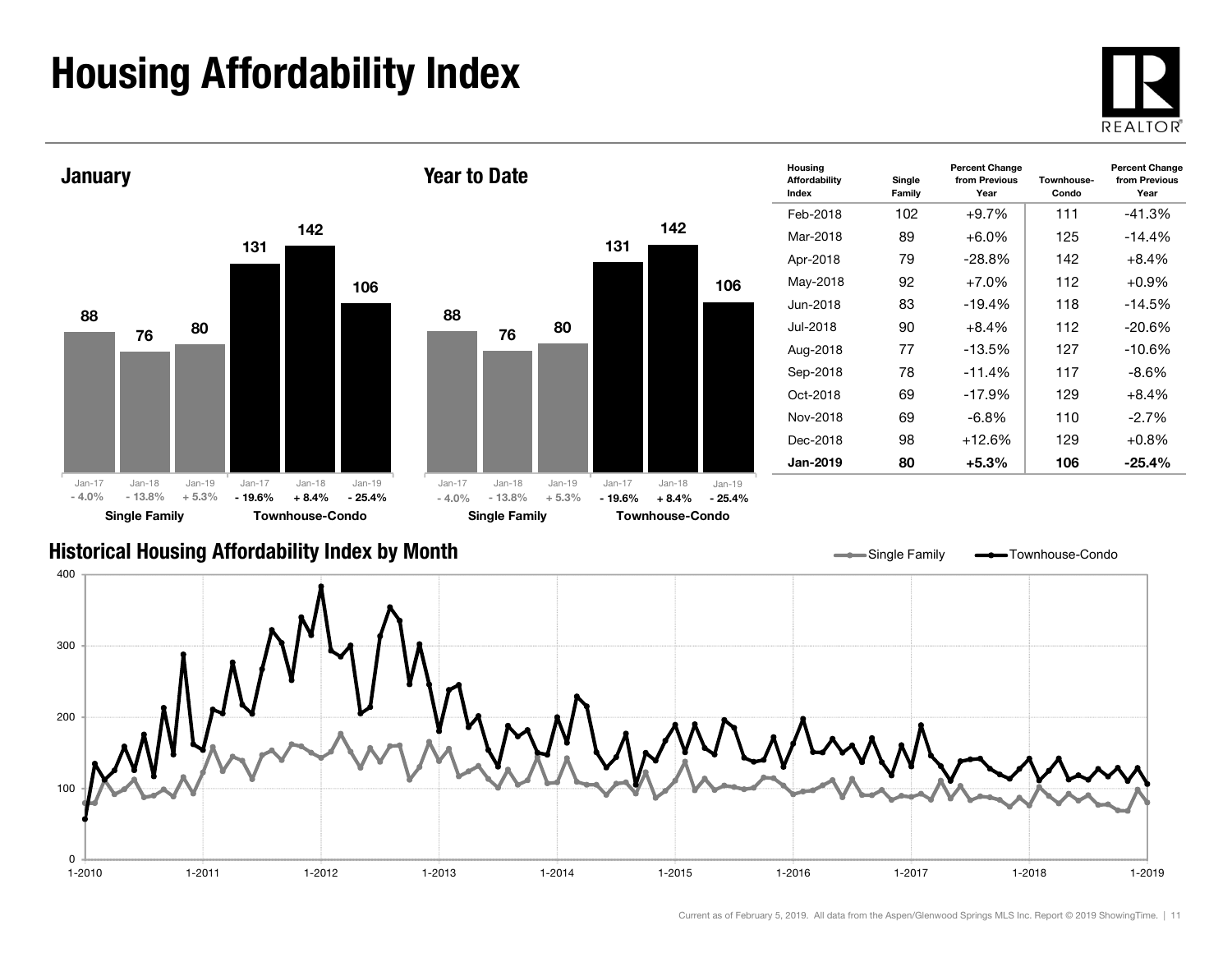# Housing Affordability Index

## January

| | Jan-17 | Jan-18 | Jan-19 |
|---|---|---|---|
| **Single Family** | 88 | 76 | 80 |
| | - 4.0% | - 13.8% | + 5.3% |
| **Townhouse-Condo** | 131 | 142 | 106 |
| | - 19.6% | + 8.4% | - 25.4% |

## Year to Date

| | Jan-17 | Jan-18 | Jan-19 |
|---|---|---|---|
| **Single Family** | 88 | 76 | 80 |
| | - 4.0% | - 13.8% | + 5.3% |
| **Townhouse-Condo** | 131 | 142 | 106 |
| | - 19.6% | + 8.4% | - 25.4% |

| Housing Affordability Index | Single Family | Percent Change from Previous Year | Townhouse-Condo | Percent Change from Previous Year |
|---|---|---|---|---|
| Feb-2018 | 102 | +9.7% | 111 | -41.3% |
| Mar-2018 | 89 | +6.0% | 125 | -14.4% |
| Apr-2018 | 79 | -28.8% | 142 | +8.4% |
| May-2018 | 92 | +7.0% | 112 | +0.9% |
| Jun-2018 | 83 | -19.4% | 118 | -14.5% |
| Jul-2018 | 90 | +8.4% | 112 | -20.6% |
| Aug-2018 | 77 | -13.5% | 127 | -10.6% |
| Sep-2018 | 78 | -11.4% | 117 | -8.6% |
| Oct-2018 | 69 | -17.9% | 129 | +8.4% |
| Nov-2018 | 69 | -6.8% | 110 | -2.7% |
| Dec-2018 | 98 | +12.6% | 129 | +0.8% |
| **Jan-2019** | **80** | **+5.3%** | **106** | **-25.4%** |

## Historical Housing Affordability Index by Month

Current as of February 5, 2019. All data from the Aspen/Glenwood Springs MLS Inc. Report © 2019 ShowingTime.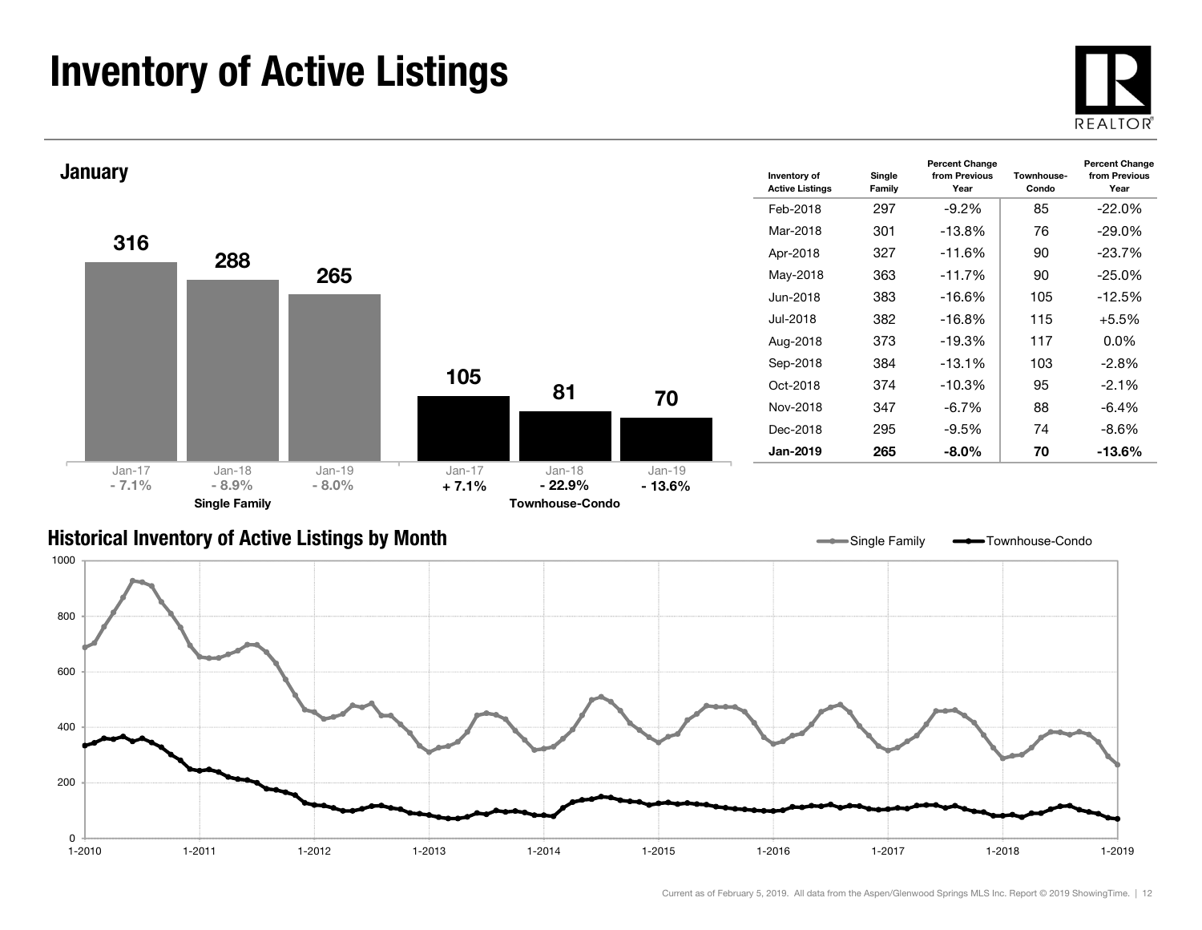# Inventory of Active Listings

## January

| | Jan-17 | Jan-18 | Jan-19 |
|---|---|---|---|
| Single Family | 316 | 288 | 265 |
| Percent Change | - 7.1% | - 8.9% | - 8.0% |
| Townhouse-Condo | 105 | 81 | 70 |
| Percent Change | + 7.1% | - 22.9% | - 13.6% |

| Inventory of Active Listings | Single Family | Percent Change from Previous Year | Townhouse-Condo | Percent Change from Previous Year |
|---|---|---|---|---|
| Feb-2018 | 297 | -9.2% | 85 | -22.0% |
| Mar-2018 | 301 | -13.8% | 76 | -29.0% |
| Apr-2018 | 327 | -11.6% | 90 | -23.7% |
| May-2018 | 363 | -11.7% | 90 | -25.0% |
| Jun-2018 | 383 | -16.6% | 105 | -12.5% |
| Jul-2018 | 382 | -16.8% | 115 | +5.5% |
| Aug-2018 | 373 | -19.3% | 117 | 0.0% |
| Sep-2018 | 384 | -13.1% | 103 | -2.8% |
| Oct-2018 | 374 | -10.3% | 95 | -2.1% |
| Nov-2018 | 347 | -6.7% | 88 | -6.4% |
| Dec-2018 | 295 | -9.5% | 74 | -8.6% |
| **Jan-2019** | **265** | **-8.0%** | **70** | **-13.6%** |

## Historical Inventory of Active Listings by Month

Single Family — Townhouse-Condo

Current as of February 5, 2019. All data from the Aspen/Glenwood Springs MLS Inc. Report © 2019 ShowingTime.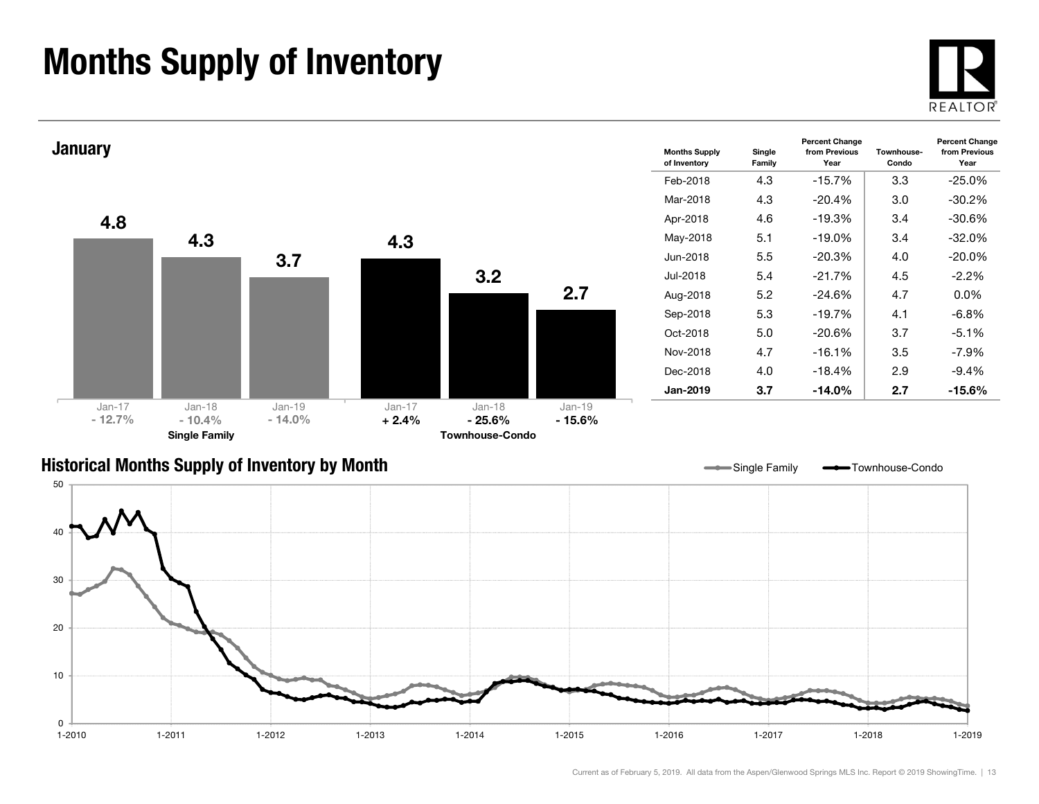# Months Supply of Inventory

## January

| | Jan-17 | Jan-18 | Jan-19 |
|---|---|---|---|
| Single Family | 4.8 | 4.3 | 3.7 |
| Percent Change | - 12.7% | - 10.4% | - 14.0% |
| Townhouse-Condo | 4.3 | 3.2 | 2.7 |
| Percent Change | + 2.4% | - 25.6% | - 15.6% |

| Months Supply of Inventory | Single Family | Percent Change from Previous Year | Townhouse-Condo | Percent Change from Previous Year |
|---|---|---|---|---|
| Feb-2018 | 4.3 | -15.7% | 3.3 | -25.0% |
| Mar-2018 | 4.3 | -20.4% | 3.0 | -30.2% |
| Apr-2018 | 4.6 | -19.3% | 3.4 | -30.6% |
| May-2018 | 5.1 | -19.0% | 3.4 | -32.0% |
| Jun-2018 | 5.5 | -20.3% | 4.0 | -20.0% |
| Jul-2018 | 5.4 | -21.7% | 4.5 | -2.2% |
| Aug-2018 | 5.2 | -24.6% | 4.7 | 0.0% |
| Sep-2018 | 5.3 | -19.7% | 4.1 | -6.8% |
| Oct-2018 | 5.0 | -20.6% | 3.7 | -5.1% |
| Nov-2018 | 4.7 | -16.1% | 3.5 | -7.9% |
| Dec-2018 | 4.0 | -18.4% | 2.9 | -9.4% |
| **Jan-2019** | **3.7** | **-14.0%** | **2.7** | **-15.6%** |

## Historical Months Supply of Inventory by Month

Current as of February 5, 2019. All data from the Aspen/Glenwood Springs MLS Inc. Report © 2019 ShowingTime.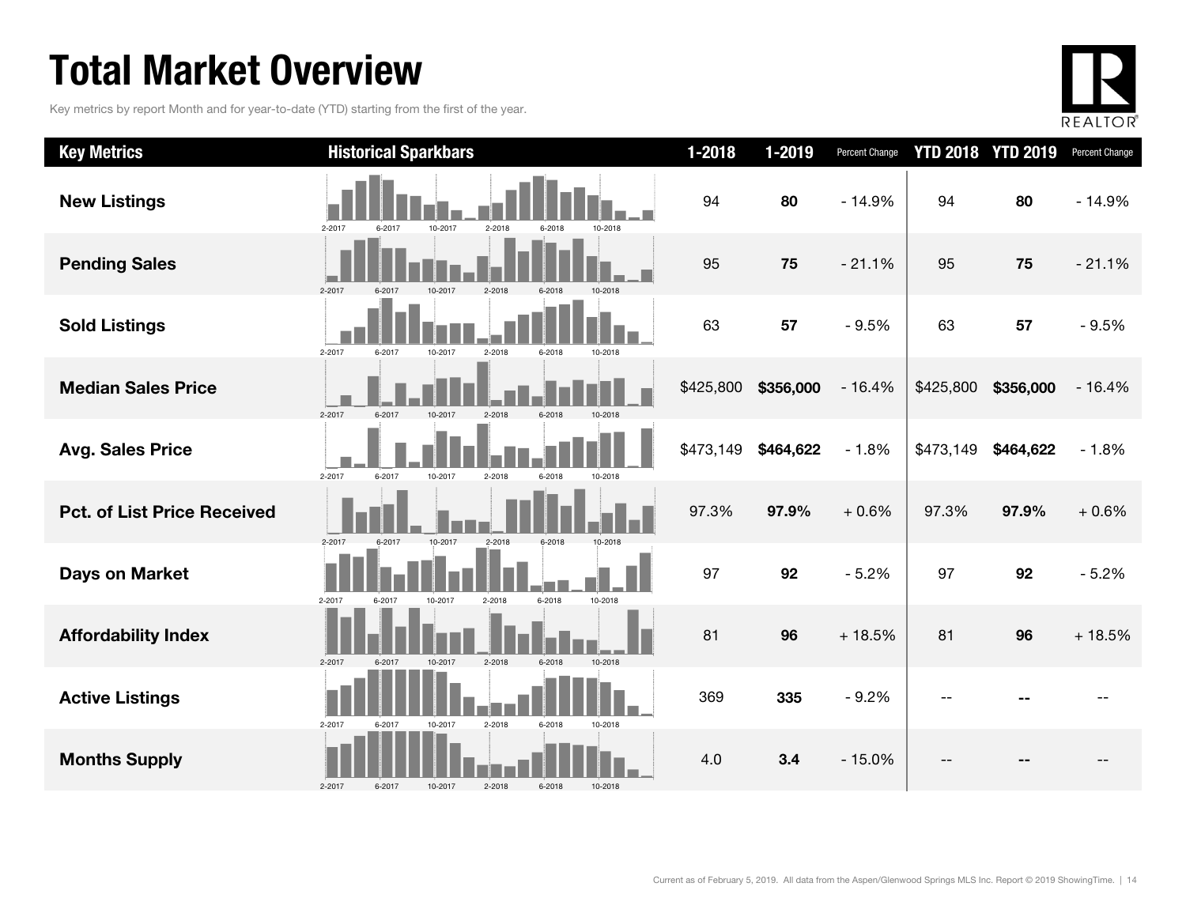# Total Market Overview

Key metrics by report Month and for year-to-date (YTD) starting from the first of the year.

| Key Metrics | Historical Sparkbars | 1-2018 | 1-2019 | Percent Change | YTD 2018 | YTD 2019 | Percent Change |
|---|---|---|---|---|---|---|---|
| New Listings | 2-2017 6-2017 10-2017 2-2018 6-2018 10-2018 | 94 | **80** | - 14.9% | 94 | **80** | - 14.9% |
| Pending Sales | 2-2017 6-2017 10-2017 2-2018 6-2018 10-2018 | 95 | **75** | - 21.1% | 95 | **75** | - 21.1% |
| Sold Listings | 2-2017 6-2017 10-2017 2-2018 6-2018 10-2018 | 63 | **57** | - 9.5% | 63 | **57** | - 9.5% |
| Median Sales Price | 2-2017 6-2017 10-2017 2-2018 6-2018 10-2018 | $425,800 | **$356,000** | - 16.4% | $425,800 | **$356,000** | - 16.4% |
| Avg. Sales Price | 2-2017 6-2017 10-2017 2-2018 6-2018 10-2018 | $473,149 | **$464,622** | - 1.8% | $473,149 | **$464,622** | - 1.8% |
| Pct. of List Price Received | 2-2017 6-2017 10-2017 2-2018 6-2018 10-2018 | 97.3% | **97.9%** | + 0.6% | 97.3% | **97.9%** | + 0.6% |
| Days on Market | 2-2017 6-2017 10-2017 2-2018 6-2018 10-2018 | 97 | **92** | - 5.2% | 97 | **92** | - 5.2% |
| Affordability Index | 2-2017 6-2017 10-2017 2-2018 6-2018 10-2018 | 81 | **96** | + 18.5% | 81 | **96** | + 18.5% |
| Active Listings | 2-2017 6-2017 10-2017 2-2018 6-2018 10-2018 | 369 | **335** | - 9.2% | -- | -- | -- |
| Months Supply | 2-2017 6-2017 10-2017 2-2018 6-2018 10-2018 | 4.0 | **3.4** | - 15.0% | -- | -- | -- |

Current as of February 5, 2019. All data from the Aspen/Glenwood Springs MLS Inc. Report © 2019 ShowingTime.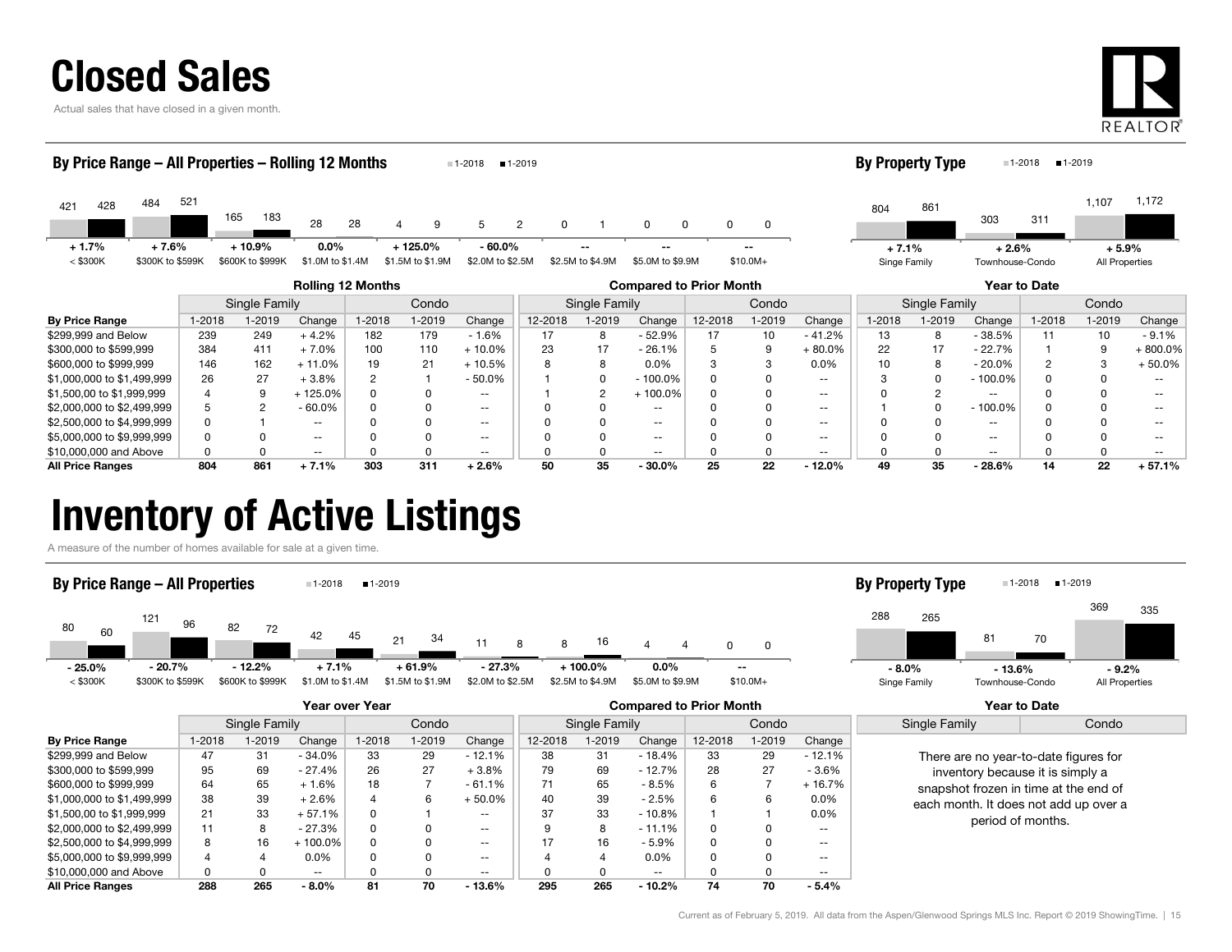# Closed Sales

Actual sales that have closed in a given month.

### By Price Range – All Properties – Rolling 12 Months

| | < $300K | $300K to $599K | $600K to $999K | $1.0M to $1.4M | $1.5M to $1.9M | $2.0M to $2.5M | $2.5M to $4.9M | $5.0M to $9.9M | $10.0M+ |
|---|---|---|---|---|---|---|---|---|---|
| 1-2018 | 421 | 484 | 165 | 28 | 4 | 5 | 0 | 0 | 0 |
| 1-2019 | 428 | 521 | 183 | 28 | 9 | 2 | 1 | 0 | 0 |
| Change | + 1.7% | + 7.6% | + 10.9% | 0.0% | + 125.0% | - 60.0% | -- | -- | -- |

### By Property Type

| | Singe Family | Townhouse-Condo | All Properties |
|---|---|---|---|
| 1-2018 | 804 | 303 | 1,107 |
| 1-2019 | 861 | 311 | 1,172 |
| Change | + 7.1% | + 2.6% | + 5.9% |

| | Rolling 12 Months | | | | | | Compared to Prior Month | | | | | | Year to Date | | | | | |
|---|---|---|---|---|---|---|---|---|---|---|---|---|---|---|---|---|---|---|
| | Single Family | | | Condo | | | Single Family | | | Condo | | | Single Family | | | Condo | | |
| **By Price Range** | 1-2018 | 1-2019 | Change | 1-2018 | 1-2019 | Change | 12-2018 | 1-2019 | Change | 12-2018 | 1-2019 | Change | 1-2018 | 1-2019 | Change | 1-2018 | 1-2019 | Change |
| $299,999 and Below | 239 | 249 | + 4.2% | 182 | 179 | - 1.6% | 17 | 8 | - 52.9% | 17 | 10 | - 41.2% | 13 | 8 | - 38.5% | 11 | 10 | - 9.1% |
| $300,000 to $599,999 | 384 | 411 | + 7.0% | 100 | 110 | + 10.0% | 23 | 17 | - 26.1% | 5 | 9 | + 80.0% | 22 | 17 | - 22.7% | 1 | 9 | + 800.0% |
| $600,000 to $999,999 | 146 | 162 | + 11.0% | 19 | 21 | + 10.5% | 8 | 8 | 0.0% | 3 | 3 | 0.0% | 10 | 8 | - 20.0% | 2 | 3 | + 50.0% |
| $1,000,000 to $1,499,999 | 26 | 27 | + 3.8% | 2 | 1 | - 50.0% | 1 | 0 | - 100.0% | 0 | 0 | -- | 3 | 0 | - 100.0% | 0 | 0 | -- |
| $1,500,00 to $1,999,999 | 4 | 9 | + 125.0% | 0 | 0 | -- | 1 | 2 | + 100.0% | 0 | 0 | -- | 0 | 2 | -- | 0 | 0 | -- |
| $2,000,000 to $2,499,999 | 5 | 2 | - 60.0% | 0 | 0 | -- | 0 | 0 | -- | 0 | 0 | -- | 1 | 0 | - 100.0% | 0 | 0 | -- |
| $2,500,000 to $4,999,999 | 0 | 1 | -- | 0 | 0 | -- | 0 | 0 | -- | 0 | 0 | -- | 0 | 0 | -- | 0 | 0 | -- |
| $5,000,000 to $9,999,999 | 0 | 0 | -- | 0 | 0 | -- | 0 | 0 | -- | 0 | 0 | -- | 0 | 0 | -- | 0 | 0 | -- |
| $10,000,000 and Above | 0 | 0 | -- | 0 | 0 | -- | 0 | 0 | -- | 0 | 0 | -- | 0 | 0 | -- | 0 | 0 | -- |
| **All Price Ranges** | **804** | **861** | **+ 7.1%** | **303** | **311** | **+ 2.6%** | **50** | **35** | **- 30.0%** | **25** | **22** | **- 12.0%** | **49** | **35** | **- 28.6%** | **14** | **22** | **+ 57.1%** |

# Inventory of Active Listings

A measure of the number of homes available for sale at a given time.

### By Price Range – All Properties

| | < $300K | $300K to $599K | $600K to $999K | $1.0M to $1.4M | $1.5M to $1.9M | $2.0M to $2.5M | $2.5M to $4.9M | $5.0M to $9.9M | $10.0M+ |
|---|---|---|---|---|---|---|---|---|---|
| 1-2018 | 80 | 121 | 82 | 42 | 21 | 11 | 8 | 4 | 0 |
| 1-2019 | 60 | 96 | 72 | 45 | 34 | 8 | 16 | 4 | 0 |
| Change | - 25.0% | - 20.7% | - 12.2% | + 7.1% | + 61.9% | - 27.3% | + 100.0% | 0.0% | -- |

### By Property Type

| | Singe Family | Townhouse-Condo | All Properties |
|---|---|---|---|
| 1-2018 | 288 | 81 | 369 |
| 1-2019 | 265 | 70 | 335 |
| Change | - 8.0% | - 13.6% | - 9.2% |

| | Year over Year | | | | | | Compared to Prior Month | | | | | |
|---|---|---|---|---|---|---|---|---|---|---|---|---|
| | Single Family | | | Condo | | | Single Family | | | Condo | | |
| **By Price Range** | 1-2018 | 1-2019 | Change | 1-2018 | 1-2019 | Change | 12-2018 | 1-2019 | Change | 12-2018 | 1-2019 | Change |
| $299,999 and Below | 47 | 31 | - 34.0% | 33 | 29 | - 12.1% | 38 | 31 | - 18.4% | 33 | 29 | - 12.1% |
| $300,000 to $599,999 | 95 | 69 | - 27.4% | 26 | 27 | + 3.8% | 79 | 69 | - 12.7% | 28 | 27 | - 3.6% |
| $600,000 to $999,999 | 64 | 65 | + 1.6% | 18 | 7 | - 61.1% | 71 | 65 | - 8.5% | 6 | 7 | + 16.7% |
| $1,000,000 to $1,499,999 | 38 | 39 | + 2.6% | 4 | 6 | + 50.0% | 40 | 39 | - 2.5% | 6 | 6 | 0.0% |
| $1,500,00 to $1,999,999 | 21 | 33 | + 57.1% | 0 | 1 | -- | 37 | 33 | - 10.8% | 1 | 1 | 0.0% |
| $2,000,000 to $2,499,999 | 11 | 8 | - 27.3% | 0 | 0 | -- | 9 | 8 | - 11.1% | 0 | 0 | -- |
| $2,500,000 to $4,999,999 | 8 | 16 | + 100.0% | 0 | 0 | -- | 17 | 16 | - 5.9% | 0 | 0 | -- |
| $5,000,000 to $9,999,999 | 4 | 4 | 0.0% | 0 | 0 | -- | 4 | 4 | 0.0% | 0 | 0 | -- |
| $10,000,000 and Above | 0 | 0 | -- | 0 | 0 | -- | 0 | 0 | -- | 0 | 0 | -- |
| **All Price Ranges** | **288** | **265** | **- 8.0%** | **81** | **70** | **- 13.6%** | **295** | **265** | **- 10.2%** | **74** | **70** | **- 5.4%** |

**Year to Date**

| Single Family | Condo |
|---|---|

There are no year-to-date figures for inventory because it is simply a snapshot frozen in time at the end of each month. It does not add up over a period of months.

Current as of February 5, 2019. All data from the Aspen/Glenwood Springs MLS Inc. Report © 2019 ShowingTime.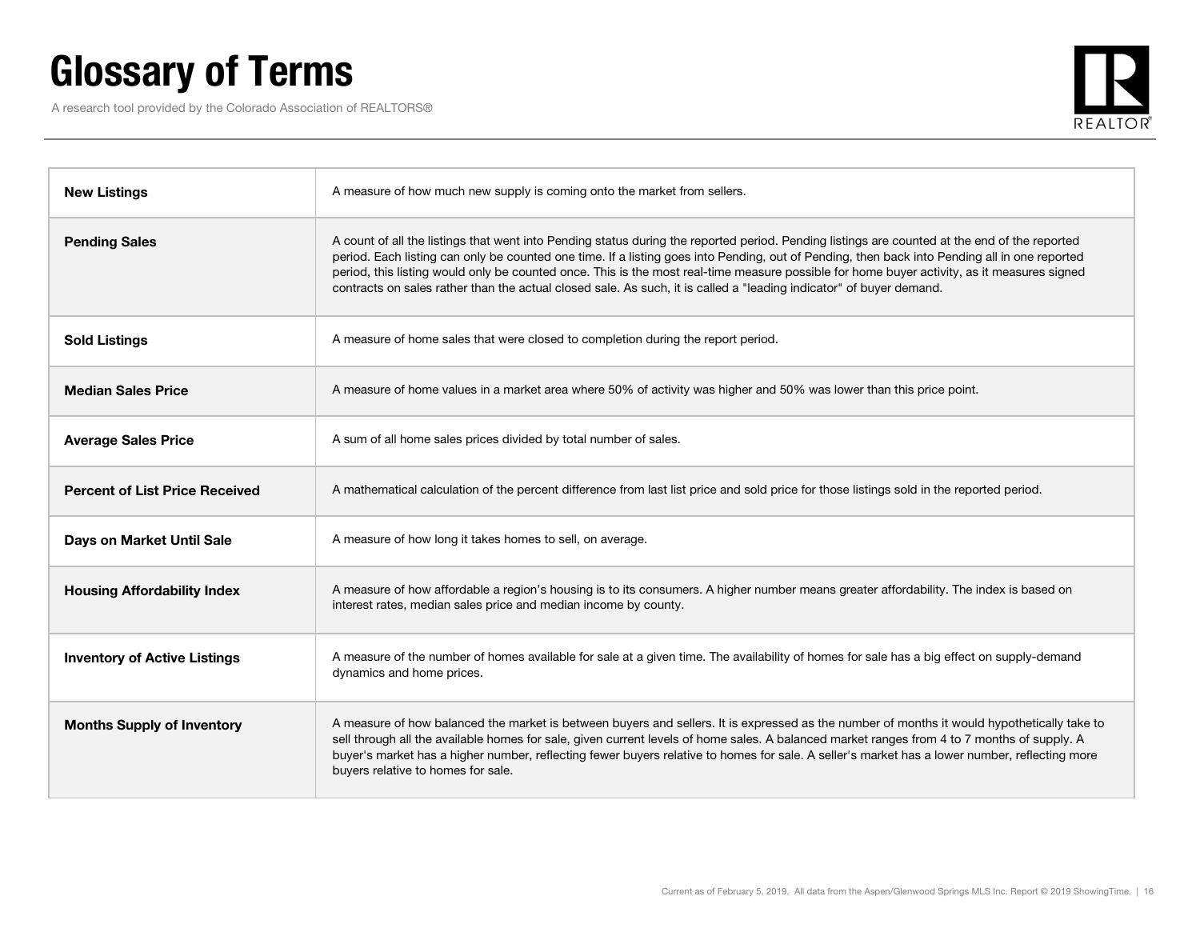# Glossary of Terms

A research tool provided by the Colorado Association of REALTORS®

| | |
|---|---|
| **New Listings** | A measure of how much new supply is coming onto the market from sellers. |
| **Pending Sales** | A count of all the listings that went into Pending status during the reported period. Pending listings are counted at the end of the reported period. Each listing can only be counted one time. If a listing goes into Pending, out of Pending, then back into Pending all in one reported period, this listing would only be counted once. This is the most real-time measure possible for home buyer activity, as it measures signed contracts on sales rather than the actual closed sale. As such, it is called a "leading indicator" of buyer demand. |
| **Sold Listings** | A measure of home sales that were closed to completion during the report period. |
| **Median Sales Price** | A measure of home values in a market area where 50% of activity was higher and 50% was lower than this price point. |
| **Average Sales Price** | A sum of all home sales prices divided by total number of sales. |
| **Percent of List Price Received** | A mathematical calculation of the percent difference from last list price and sold price for those listings sold in the reported period. |
| **Days on Market Until Sale** | A measure of how long it takes homes to sell, on average. |
| **Housing Affordability Index** | A measure of how affordable a region's housing is to its consumers. A higher number means greater affordability. The index is based on interest rates, median sales price and median income by county. |
| **Inventory of Active Listings** | A measure of the number of homes available for sale at a given time. The availability of homes for sale has a big effect on supply-demand dynamics and home prices. |
| **Months Supply of Inventory** | A measure of how balanced the market is between buyers and sellers. It is expressed as the number of months it would hypothetically take to sell through all the available homes for sale, given current levels of home sales. A balanced market ranges from 4 to 7 months of supply. A buyer's market has a higher number, reflecting fewer buyers relative to homes for sale. A seller's market has a lower number, reflecting more buyers relative to homes for sale. |

Current as of February 5, 2019. All data from the Aspen/Glenwood Springs MLS Inc. Report © 2019 ShowingTime.